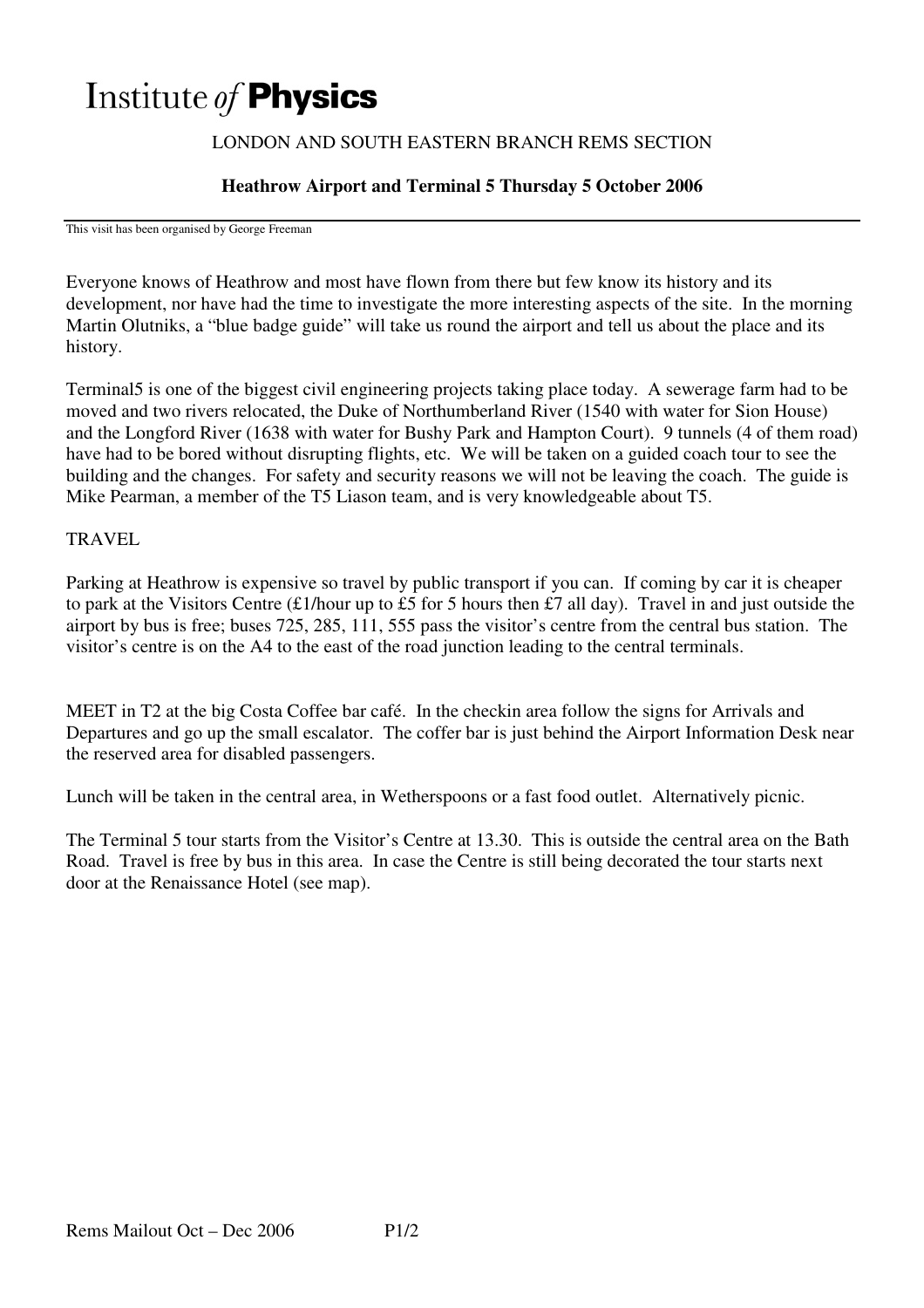# Institute *of* **Physics**

LONDON AND SOUTH EASTERN BRANCH REMS SECTION

**Heathrow Airport and Terminal 5 Thursday 5 October 2006**

This visit has been organised by George Freeman

Everyone knows of Heathrow and most have flown from there but few know its history and its development, nor have had the time to investigate the more interesting aspects of the site. In the morning Martin Olutniks, a "blue badge guide" will take us round the airport and tell us about the place and its history.

Terminal5 is one of the biggest civil engineering projects taking place today. A sewerage farm had to be moved and two rivers relocated, the Duke of Northumberland River (1540 with water for Sion House) and the Longford River (1638 with water for Bushy Park and Hampton Court). 9 tunnels (4 of them road) have had to be bored without disrupting flights, etc. We will be taken on a guided coach tour to see the building and the changes. For safety and security reasons we will not be leaving the coach. The guide is Mike Pearman, a member of the T5 Liason team, and is very knowledgeable about T5.

TRAVEL

Parking at Heathrow is expensive so travel by public transport if you can. If coming by car it is cheaper to park at the Visitors Centre (£1/hour up to £5 for 5 hours then £7 all day). Travel in and just outside the airport by bus is free; buses 725, 285, 111, 555 pass the visitor's centre from the central bus station. The visitor's centre is on the A4 to the east of the road junction leading to the central terminals.

MEET in T2 at the big Costa Coffee bar café. In the checkin area follow the signs for Arrivals and Departures and go up the small escalator. The coffer bar is just behind the Airport Information Desk near the reserved area for disabled passengers.

Lunch will be taken in the central area, in Wetherspoons or a fast food outlet. Alternatively picnic.

The Terminal 5 tour starts from the Visitor's Centre at 13.30. This is outside the central area on the Bath Road. Travel is free by bus in this area. In case the Centre is still being decorated the tour starts next door at the Renaissance Hotel (see map).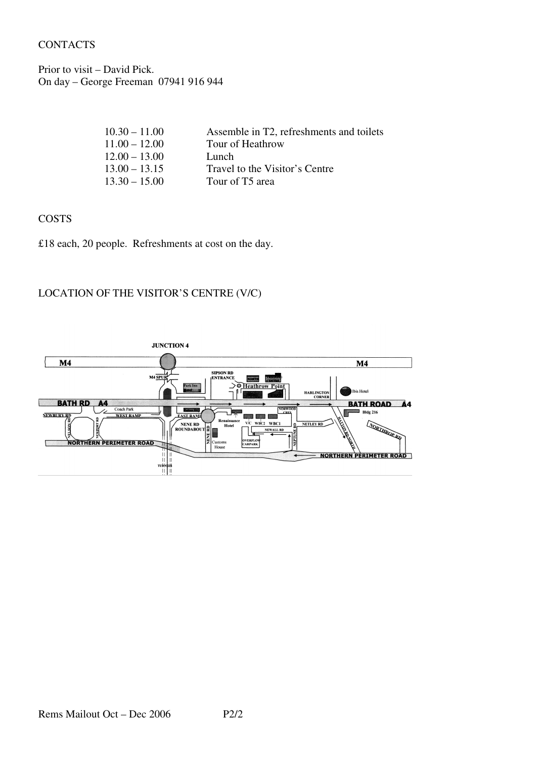CONTACTS

Prior to visit – David Pick.
On day – George Freeman 07941 916 944

| | |
|---|---|
| 10.30 – 11.00 | Assemble in T2, refreshments and toilets |
| 11.00 – 12.00 | Tour of Heathrow |
| 12.00 – 13.00 | Lunch |
| 13.00 – 13.15 | Travel to the Visitor's Centre |
| 13.30 – 15.00 | Tour of T5 area |

COSTS

£18 each, 20 people. Refreshments at cost on the day.

LOCATION OF THE VISITOR'S CENTRE (V/C)

JUNCTION 4
M4
M4
M4 SPUR
SIPSON RD ENTRANCE
Park Inn Hotel
Heathrow Point
HARLINGTON CORNER
Ibis Hotel
BATH RD A4
BATH ROAD A4
Coach Park
NEWBURY RD
WEST RAMP
EAST RAMP
NORWOOD CRES
Bldg 216
NELSON RD
NEWPORT RD
NENE RD ROUNDABOUT
Renaissance Hotel
V/C
WBC2
WBC1
NETLEY RD
NORTHROP RD
NEWALL RD
NENE RD
NEPTUNE RD
EASTERN RD NORTH
Customs House
OVERFLOW CARPARK
NORTHERN PERIMETER ROAD
NORTHERN PERIMETER ROAD
TUNNELS